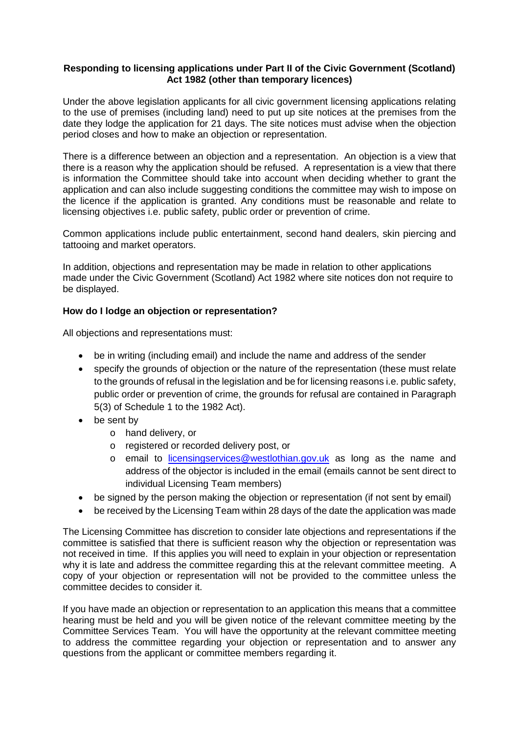**Responding to licensing applications under Part II of the Civic Government (Scotland) Act 1982 (other than temporary licences)**

Under the above legislation applicants for all civic government licensing applications relating to the use of premises (including land) need to put up site notices at the premises from the date they lodge the application for 21 days. The site notices must advise when the objection period closes and how to make an objection or representation.

There is a difference between an objection and a representation. An objection is a view that there is a reason why the application should be refused. A representation is a view that there is information the Committee should take into account when deciding whether to grant the application and can also include suggesting conditions the committee may wish to impose on the licence if the application is granted. Any conditions must be reasonable and relate to licensing objectives i.e. public safety, public order or prevention of crime.

Common applications include public entertainment, second hand dealers, skin piercing and tattooing and market operators.

In addition, objections and representation may be made in relation to other applications made under the Civic Government (Scotland) Act 1982 where site notices don not require to be displayed.

**How do I lodge an objection or representation?**

All objections and representations must:

- be in writing (including email) and include the name and address of the sender
- specify the grounds of objection or the nature of the representation (these must relate to the grounds of refusal in the legislation and be for licensing reasons i.e. public safety, public order or prevention of crime, the grounds for refusal are contained in Paragraph 5(3) of Schedule 1 to the 1982 Act).
- be sent by
  - hand delivery, or
  - registered or recorded delivery post, or
  - email to licensingservices@westlothian.gov.uk as long as the name and address of the objector is included in the email (emails cannot be sent direct to individual Licensing Team members)
- be signed by the person making the objection or representation (if not sent by email)
- be received by the Licensing Team within 28 days of the date the application was made

The Licensing Committee has discretion to consider late objections and representations if the committee is satisfied that there is sufficient reason why the objection or representation was not received in time. If this applies you will need to explain in your objection or representation why it is late and address the committee regarding this at the relevant committee meeting. A copy of your objection or representation will not be provided to the committee unless the committee decides to consider it.

If you have made an objection or representation to an application this means that a committee hearing must be held and you will be given notice of the relevant committee meeting by the Committee Services Team. You will have the opportunity at the relevant committee meeting to address the committee regarding your objection or representation and to answer any questions from the applicant or committee members regarding it.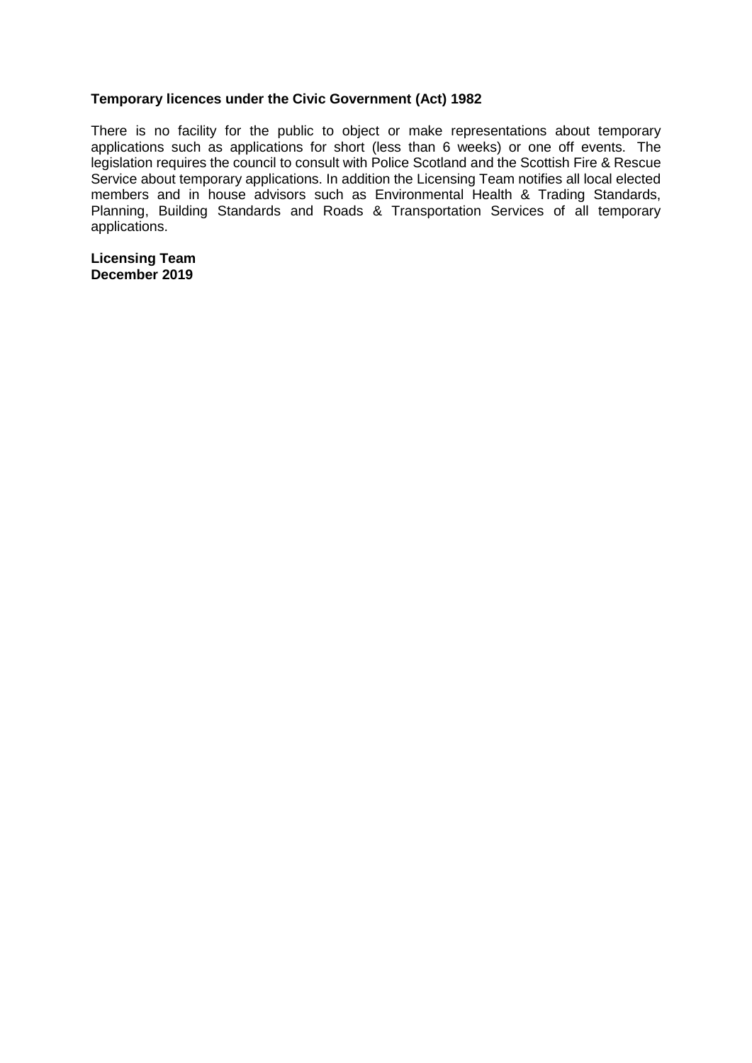**Temporary licences under the Civic Government (Act) 1982**

There is no facility for the public to object or make representations about temporary applications such as applications for short (less than 6 weeks) or one off events. The legislation requires the council to consult with Police Scotland and the Scottish Fire & Rescue Service about temporary applications. In addition the Licensing Team notifies all local elected members and in house advisors such as Environmental Health & Trading Standards, Planning, Building Standards and Roads & Transportation Services of all temporary applications.

**Licensing Team**
**December 2019**